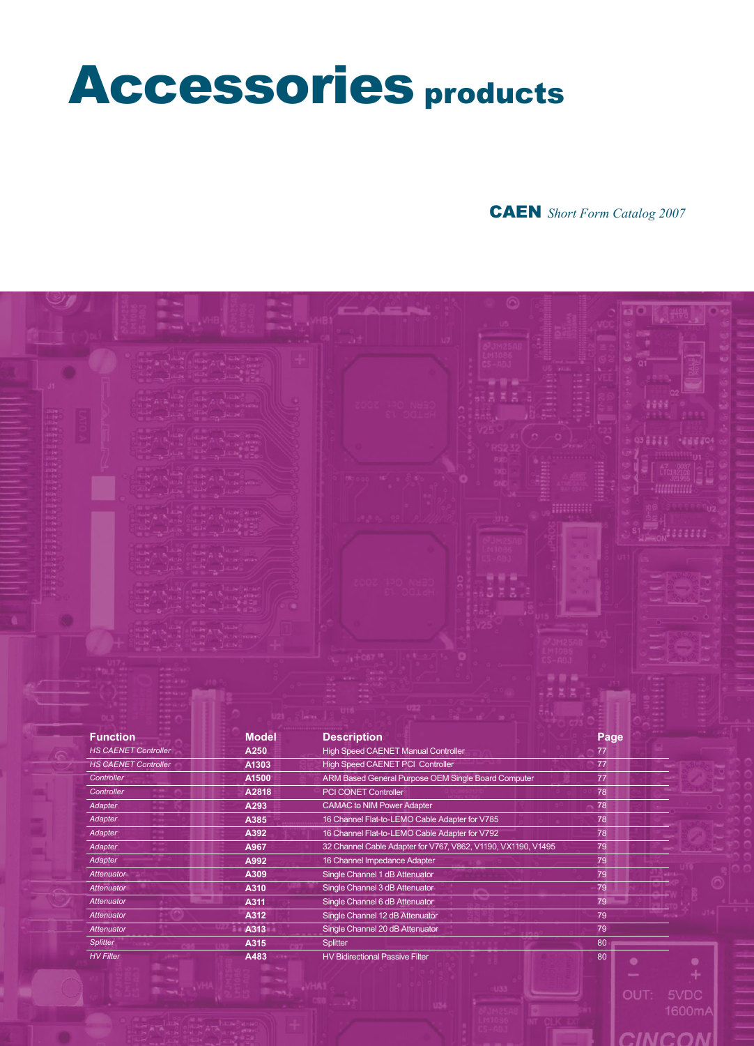# Accessories products

**CAEN** *Short Form Catalog 2007*

| Function | Model | Description | Page |
|---|---|---|---|
| *HS CAENET Controller* | **A250** | High Speed CAENET Manual Controller | 77 |
| *HS CAENET Controller* | **A1303** | High Speed CAENET PCI Controller | 77 |
| *Controller* | **A1500** | ARM Based General Purpose OEM Single Board Computer | 77 |
| *Controller* | **A2818** | PCI CONET Controller | 78 |
| *Adapter* | **A293** | CAMAC to NIM Power Adapter | 78 |
| *Adapter* | **A385** | 16 Channel Flat-to-LEMO Cable Adapter for V785 | 78 |
| *Adapter* | **A392** | 16 Channel Flat-to-LEMO Cable Adapter for V792 | 78 |
| *Adapter* | **A967** | 32 Channel Cable Adapter for V767, V862, V1190, VX1190, V1495 | 79 |
| *Adapter* | **A992** | 16 Channel Impedance Adapter | 79 |
| *Attenuator* | **A309** | Single Channel 1 dB Attenuator | 79 |
| *Attenuator* | **A310** | Single Channel 3 dB Attenuator | 79 |
| *Attenuator* | **A311** | Single Channel 6 dB Attenuator | 79 |
| *Attenuator* | **A312** | Single Channel 12 dB Attenuator | 79 |
| *Attenuator* | **A313** | Single Channel 20 dB Attenuator | 79 |
| *Splitter* | **A315** | Splitter | 80 |
| *HV Filter* | **A483** | HV Bidirectional Passive Filter | 80 |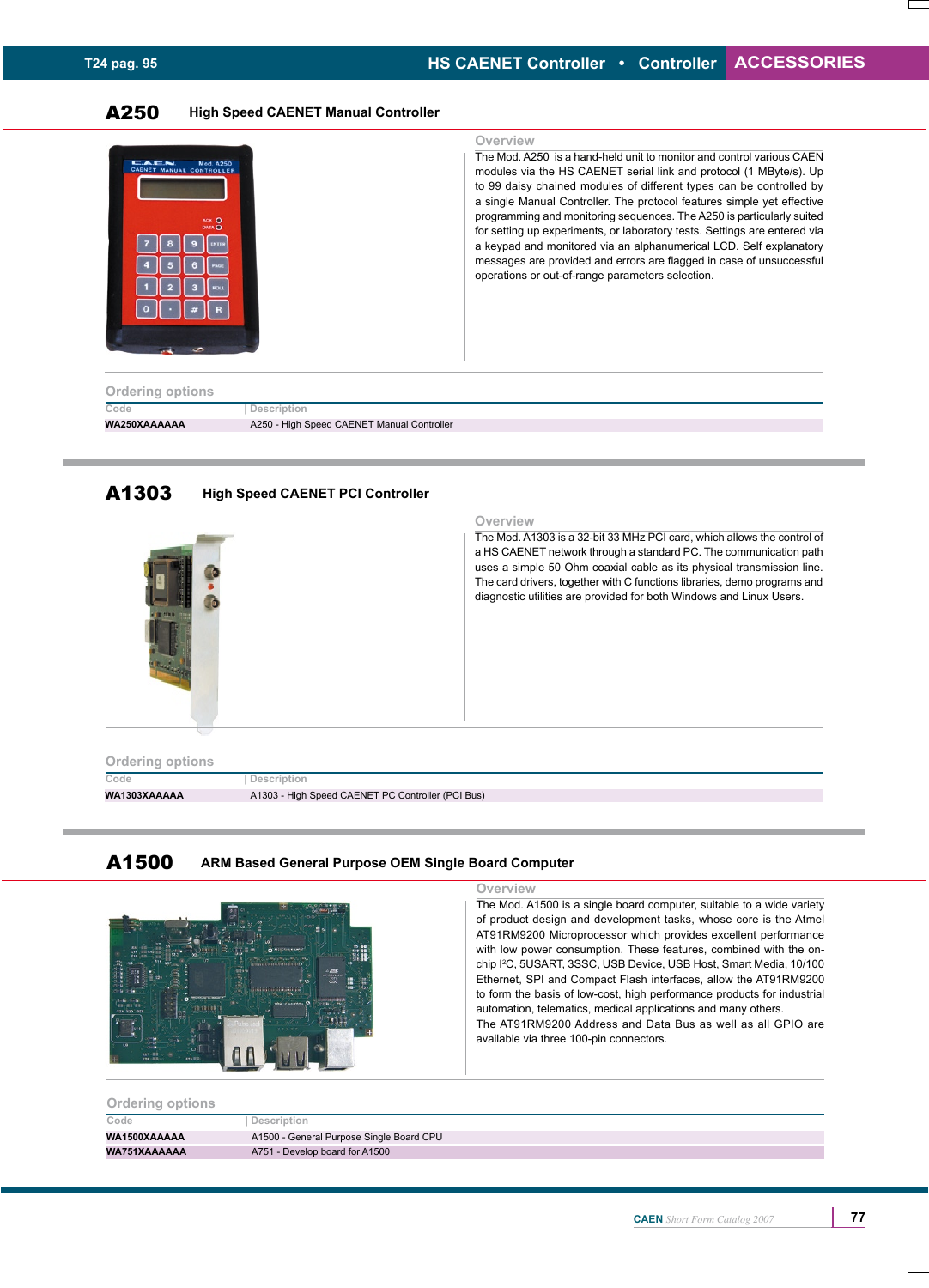# A250 High Speed CAENET Manual Controller

## Overview

The Mod. A250 is a hand-held unit to monitor and control various CAEN modules via the HS CAENET serial link and protocol (1 MByte/s). Up to 99 daisy chained modules of different types can be controlled by a single Manual Controller. The protocol features simple yet effective programming and monitoring sequences. The A250 is particularly suited for setting up experiments, or laboratory tests. Settings are entered via a keypad and monitored via an alphanumerical LCD. Self explanatory messages are provided and errors are flagged in case of unsuccessful operations or out-of-range parameters selection.

## Ordering options

| Code | Description |
|---|---|
| WA250XAAAAAA | A250 - High Speed CAENET Manual Controller |

# A1303 High Speed CAENET PCI Controller

## Overview

The Mod. A1303 is a 32-bit 33 MHz PCI card, which allows the control of a HS CAENET network through a standard PC. The communication path uses a simple 50 Ohm coaxial cable as its physical transmission line. The card drivers, together with C functions libraries, demo programs and diagnostic utilities are provided for both Windows and Linux Users.

## Ordering options

| Code | Description |
|---|---|
| WA1303XAAAAA | A1303 - High Speed CAENET PC Controller (PCI Bus) |

# A1500 ARM Based General Purpose OEM Single Board Computer

## Overview

The Mod. A1500 is a single board computer, suitable to a wide variety of product design and development tasks, whose core is the Atmel AT91RM9200 Microprocessor which provides excellent performance with low power consumption. These features, combined with the on-chip I[2]C, 5USART, 3SSC, USB Device, USB Host, Smart Media, 10/100 Ethernet, SPI and Compact Flash interfaces, allow the AT91RM9200 to form the basis of low-cost, high performance products for industrial automation, telematics, medical applications and many others.

The AT91RM9200 Address and Data Bus as well as all GPIO are available via three 100-pin connectors.

## Ordering options

| Code | Description |
|---|---|
| WA1500XAAAAA | A1500 - General Purpose Single Board CPU |
| WA751XAAAAAA | A751 - Develop board for A1500 |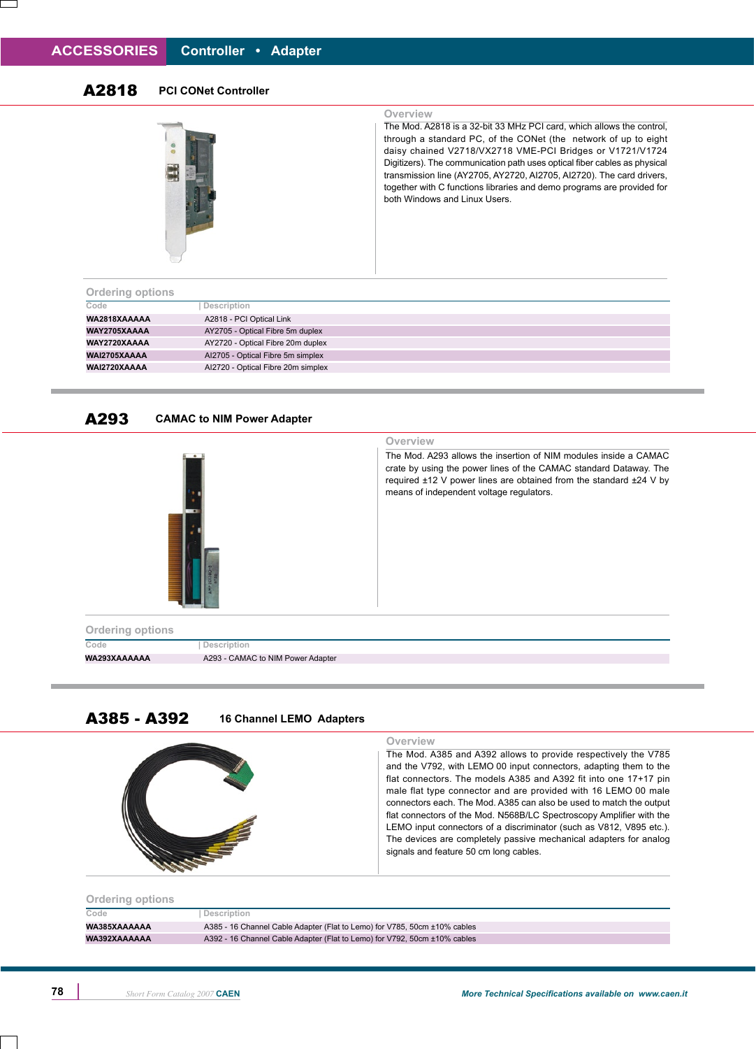# ACCESSORIES Controller • Adapter

## A2818 PCI CONet Controller

### Overview

The Mod. A2818 is a 32-bit 33 MHz PCI card, which allows the control, through a standard PC, of the CONet (the network of up to eight daisy chained V2718/VX2718 VME-PCI Bridges or V1721/V1724 Digitizers). The communication path uses optical fiber cables as physical transmission line (AY2705, AY2720, AI2705, AI2720). The card drivers, together with C functions libraries and demo programs are provided for both Windows and Linux Users.

### Ordering options

| Code | Description |
|---|---|
| WA2818XAAAAA | A2818 - PCI Optical Link |
| WAY2705XAAAA | AY2705 - Optical Fibre 5m duplex |
| WAY2720XAAAA | AY2720 - Optical Fibre 20m duplex |
| WAI2705XAAAA | AI2705 - Optical Fibre 5m simplex |
| WAI2720XAAAA | AI2720 - Optical Fibre 20m simplex |

## A293 CAMAC to NIM Power Adapter

### Overview

The Mod. A293 allows the insertion of NIM modules inside a CAMAC crate by using the power lines of the CAMAC standard Dataway. The required ±12 V power lines are obtained from the standard ±24 V by means of independent voltage regulators.

### Ordering options

| Code | Description |
|---|---|
| WA293XAAAAAA | A293 - CAMAC to NIM Power Adapter |

## A385 - A392 16 Channel LEMO Adapters

### Overview

The Mod. A385 and A392 allows to provide respectively the V785 and the V792, with LEMO 00 input connectors, adapting them to the flat connectors. The models A385 and A392 fit into one 17+17 pin male flat type connector and are provided with 16 LEMO 00 male connectors each. The Mod. A385 can also be used to match the output flat connectors of the Mod. N568B/LC Spectroscopy Amplifier with the LEMO input connectors of a discriminator (such as V812, V895 etc.). The devices are completely passive mechanical adapters for analog signals and feature 50 cm long cables.

### Ordering options

| Code | Description |
|---|---|
| WA385XAAAAAA | A385 - 16 Channel Cable Adapter (Flat to Lemo) for V785, 50cm ±10% cables |
| WA392XAAAAAA | A392 - 16 Channel Cable Adapter (Flat to Lemo) for V792, 50cm ±10% cables |

*Short Form Catalog 2007* CAEN

*More Technical Specifications available on www.caen.it*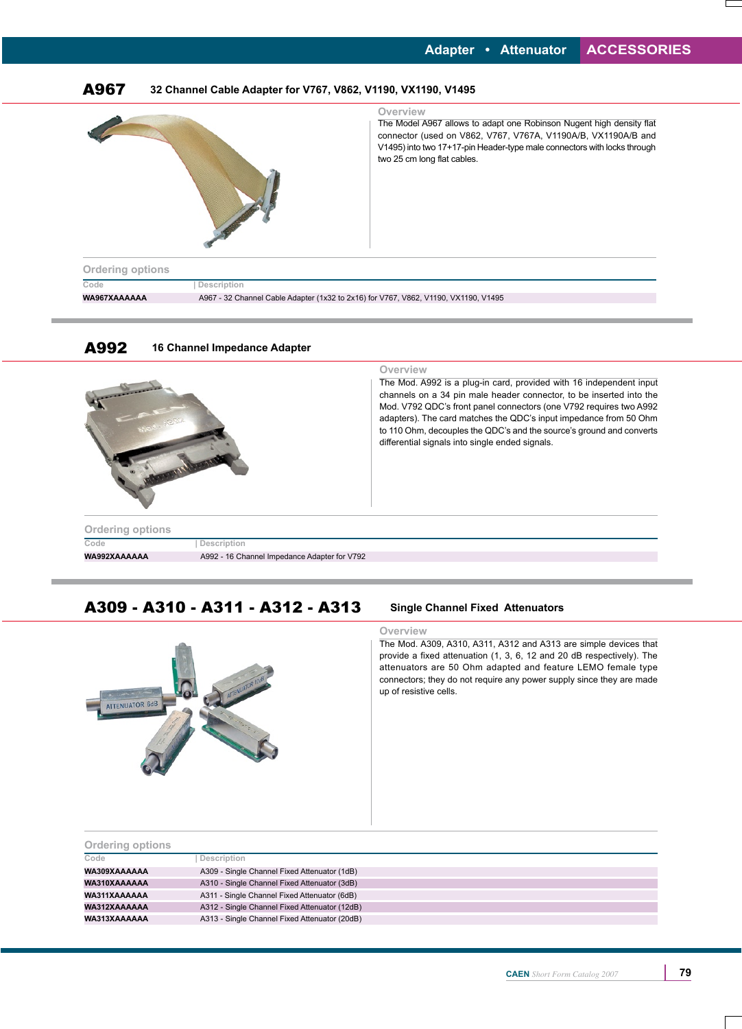## A967 32 Channel Cable Adapter for V767, V862, V1190, VX1190, V1495

### Overview

The Model A967 allows to adapt one Robinson Nugent high density flat connector (used on V862, V767, V767A, V1190A/B, VX1190A/B and V1495) into two 17+17-pin Header-type male connectors with locks through two 25 cm long flat cables.

### Ordering options

| Code | Description |
| --- | --- |
| WA967XAAAAAA | A967 - 32 Channel Cable Adapter (1x32 to 2x16) for V767, V862, V1190, VX1190, V1495 |

## A992 16 Channel Impedance Adapter

### Overview

The Mod. A992 is a plug-in card, provided with 16 independent input channels on a 34 pin male header connector, to be inserted into the Mod. V792 QDC's front panel connectors (one V792 requires two A992 adapters). The card matches the QDC's input impedance from 50 Ohm to 110 Ohm, decouples the QDC's and the source's ground and converts differential signals into single ended signals.

### Ordering options

| Code | Description |
| --- | --- |
| WA992XAAAAAA | A992 - 16 Channel Impedance Adapter for V792 |

## A309 - A310 - A311 - A312 - A313 Single Channel Fixed Attenuators

### Overview

The Mod. A309, A310, A311, A312 and A313 are simple devices that provide a fixed attenuation (1, 3, 6, 12 and 20 dB respectively). The attenuators are 50 Ohm adapted and feature LEMO female type connectors; they do not require any power supply since they are made up of resistive cells.

### Ordering options

| Code | Description |
| --- | --- |
| WA309XAAAAAA | A309 - Single Channel Fixed Attenuator (1dB) |
| WA310XAAAAAA | A310 - Single Channel Fixed Attenuator (3dB) |
| WA311XAAAAAA | A311 - Single Channel Fixed Attenuator (6dB) |
| WA312XAAAAAA | A312 - Single Channel Fixed Attenuator (12dB) |
| WA313XAAAAAA | A313 - Single Channel Fixed Attenuator (20dB) |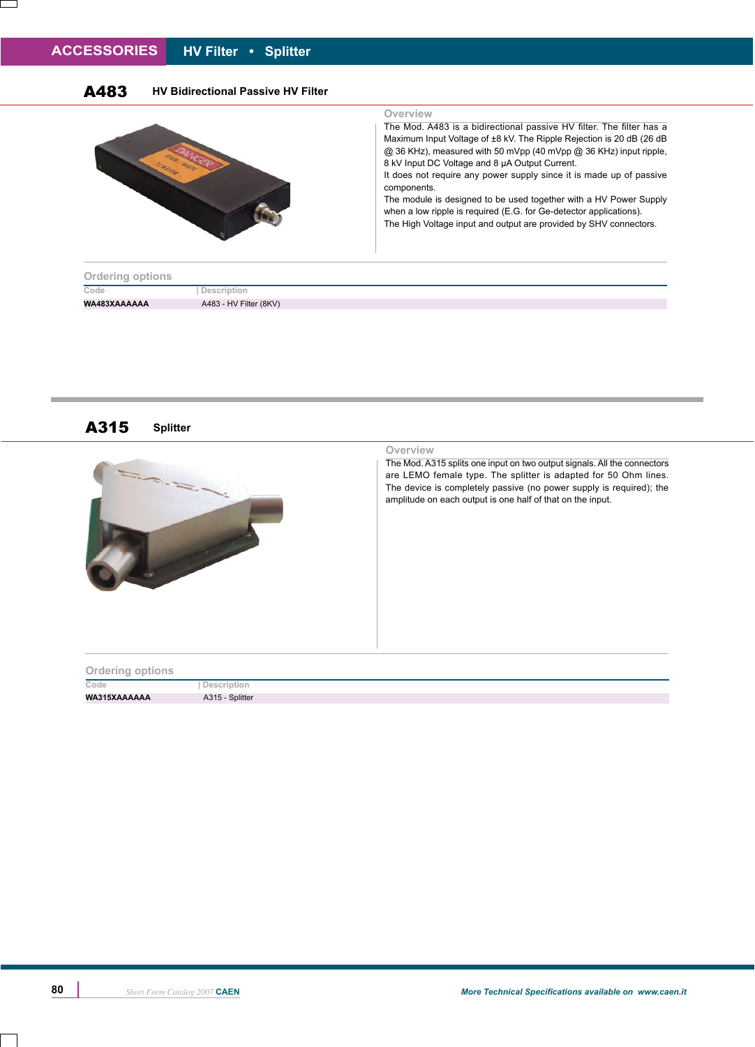# ACCESSORIES HV Filter • Splitter

## A483 HV Bidirectional Passive HV Filter

### Overview

The Mod. A483 is a bidirectional passive HV filter. The filter has a Maximum Input Voltage of ±8 kV. The Ripple Rejection is 20 dB (26 dB @ 36 KHz), measured with 50 mVpp (40 mVpp @ 36 KHz) input ripple, 8 kV Input DC Voltage and 8 μA Output Current.
It does not require any power supply since it is made up of passive components.
The module is designed to be used together with a HV Power Supply when a low ripple is required (E.G. for Ge-detector applications).
The High Voltage input and output are provided by SHV connectors.

### Ordering options

| Code | Description |
|---|---|
| WA483XAAAAAA | A483 - HV Filter (8KV) |

## A315 Splitter

### Overview

The Mod. A315 splits one input on two output signals. All the connectors are LEMO female type. The splitter is adapted for 50 Ohm lines. The device is completely passive (no power supply is required); the amplitude on each output is one half of that on the input.

### Ordering options

| Code | Description |
|---|---|
| WA315XAAAAAA | A315 - Splitter |